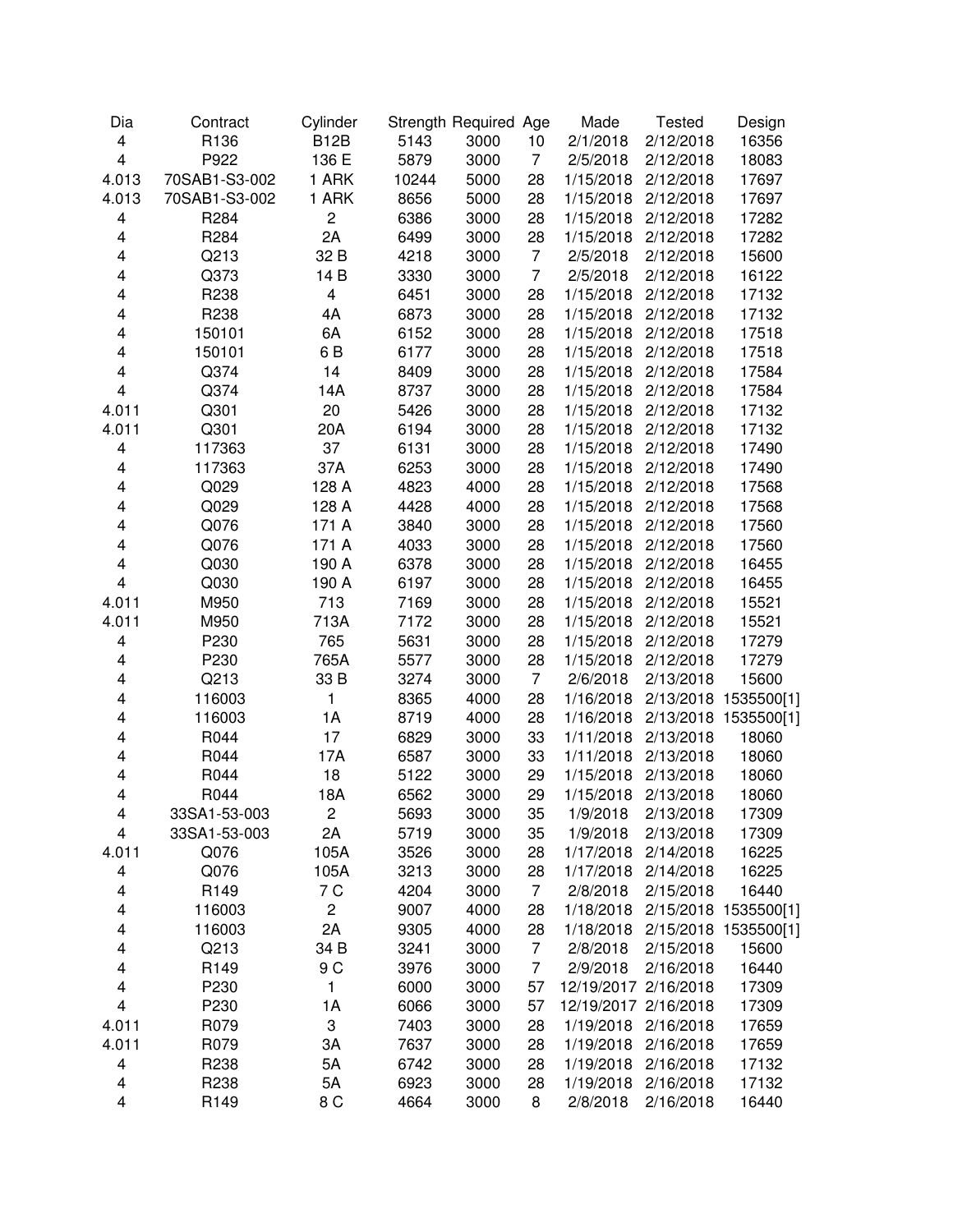| Dia | Contract | Cylinder | Strength | Required | Age | Made | Tested | Design |
|---|---|---|---|---|---|---|---|---|
| 4 | R136 | B12B | 5143 | 3000 | 10 | 2/1/2018 | 2/12/2018 | 16356 |
| 4 | P922 | 136 E | 5879 | 3000 | 7 | 2/5/2018 | 2/12/2018 | 18083 |
| 4.013 | 70SAB1-S3-002 | 1 ARK | 10244 | 5000 | 28 | 1/15/2018 | 2/12/2018 | 17697 |
| 4.013 | 70SAB1-S3-002 | 1 ARK | 8656 | 5000 | 28 | 1/15/2018 | 2/12/2018 | 17697 |
| 4 | R284 | 2 | 6386 | 3000 | 28 | 1/15/2018 | 2/12/2018 | 17282 |
| 4 | R284 | 2A | 6499 | 3000 | 28 | 1/15/2018 | 2/12/2018 | 17282 |
| 4 | Q213 | 32 B | 4218 | 3000 | 7 | 2/5/2018 | 2/12/2018 | 15600 |
| 4 | Q373 | 14 B | 3330 | 3000 | 7 | 2/5/2018 | 2/12/2018 | 16122 |
| 4 | R238 | 4 | 6451 | 3000 | 28 | 1/15/2018 | 2/12/2018 | 17132 |
| 4 | R238 | 4A | 6873 | 3000 | 28 | 1/15/2018 | 2/12/2018 | 17132 |
| 4 | 150101 | 6A | 6152 | 3000 | 28 | 1/15/2018 | 2/12/2018 | 17518 |
| 4 | 150101 | 6 B | 6177 | 3000 | 28 | 1/15/2018 | 2/12/2018 | 17518 |
| 4 | Q374 | 14 | 8409 | 3000 | 28 | 1/15/2018 | 2/12/2018 | 17584 |
| 4 | Q374 | 14A | 8737 | 3000 | 28 | 1/15/2018 | 2/12/2018 | 17584 |
| 4.011 | Q301 | 20 | 5426 | 3000 | 28 | 1/15/2018 | 2/12/2018 | 17132 |
| 4.011 | Q301 | 20A | 6194 | 3000 | 28 | 1/15/2018 | 2/12/2018 | 17132 |
| 4 | 117363 | 37 | 6131 | 3000 | 28 | 1/15/2018 | 2/12/2018 | 17490 |
| 4 | 117363 | 37A | 6253 | 3000 | 28 | 1/15/2018 | 2/12/2018 | 17490 |
| 4 | Q029 | 128 A | 4823 | 4000 | 28 | 1/15/2018 | 2/12/2018 | 17568 |
| 4 | Q029 | 128 A | 4428 | 4000 | 28 | 1/15/2018 | 2/12/2018 | 17568 |
| 4 | Q076 | 171 A | 3840 | 3000 | 28 | 1/15/2018 | 2/12/2018 | 17560 |
| 4 | Q076 | 171 A | 4033 | 3000 | 28 | 1/15/2018 | 2/12/2018 | 17560 |
| 4 | Q030 | 190 A | 6378 | 3000 | 28 | 1/15/2018 | 2/12/2018 | 16455 |
| 4 | Q030 | 190 A | 6197 | 3000 | 28 | 1/15/2018 | 2/12/2018 | 16455 |
| 4.011 | M950 | 713 | 7169 | 3000 | 28 | 1/15/2018 | 2/12/2018 | 15521 |
| 4.011 | M950 | 713A | 7172 | 3000 | 28 | 1/15/2018 | 2/12/2018 | 15521 |
| 4 | P230 | 765 | 5631 | 3000 | 28 | 1/15/2018 | 2/12/2018 | 17279 |
| 4 | P230 | 765A | 5577 | 3000 | 28 | 1/15/2018 | 2/12/2018 | 17279 |
| 4 | Q213 | 33 B | 3274 | 3000 | 7 | 2/6/2018 | 2/13/2018 | 15600 |
| 4 | 116003 | 1 | 8365 | 4000 | 28 | 1/16/2018 | 2/13/2018 | 1535500[1] |
| 4 | 116003 | 1A | 8719 | 4000 | 28 | 1/16/2018 | 2/13/2018 | 1535500[1] |
| 4 | R044 | 17 | 6829 | 3000 | 33 | 1/11/2018 | 2/13/2018 | 18060 |
| 4 | R044 | 17A | 6587 | 3000 | 33 | 1/11/2018 | 2/13/2018 | 18060 |
| 4 | R044 | 18 | 5122 | 3000 | 29 | 1/15/2018 | 2/13/2018 | 18060 |
| 4 | R044 | 18A | 6562 | 3000 | 29 | 1/15/2018 | 2/13/2018 | 18060 |
| 4 | 33SA1-53-003 | 2 | 5693 | 3000 | 35 | 1/9/2018 | 2/13/2018 | 17309 |
| 4 | 33SA1-53-003 | 2A | 5719 | 3000 | 35 | 1/9/2018 | 2/13/2018 | 17309 |
| 4.011 | Q076 | 105A | 3526 | 3000 | 28 | 1/17/2018 | 2/14/2018 | 16225 |
| 4 | Q076 | 105A | 3213 | 3000 | 28 | 1/17/2018 | 2/14/2018 | 16225 |
| 4 | R149 | 7 C | 4204 | 3000 | 7 | 2/8/2018 | 2/15/2018 | 16440 |
| 4 | 116003 | 2 | 9007 | 4000 | 28 | 1/18/2018 | 2/15/2018 | 1535500[1] |
| 4 | 116003 | 2A | 9305 | 4000 | 28 | 1/18/2018 | 2/15/2018 | 1535500[1] |
| 4 | Q213 | 34 B | 3241 | 3000 | 7 | 2/8/2018 | 2/15/2018 | 15600 |
| 4 | R149 | 9 C | 3976 | 3000 | 7 | 2/9/2018 | 2/16/2018 | 16440 |
| 4 | P230 | 1 | 6000 | 3000 | 57 | 12/19/2017 | 2/16/2018 | 17309 |
| 4 | P230 | 1A | 6066 | 3000 | 57 | 12/19/2017 | 2/16/2018 | 17309 |
| 4.011 | R079 | 3 | 7403 | 3000 | 28 | 1/19/2018 | 2/16/2018 | 17659 |
| 4.011 | R079 | 3A | 7637 | 3000 | 28 | 1/19/2018 | 2/16/2018 | 17659 |
| 4 | R238 | 5 | 6742 | 3000 | 28 | 1/19/2018 | 2/16/2018 | 17132 |
| 4 | R238 | 5A | 6923 | 3000 | 28 | 1/19/2018 | 2/16/2018 | 17132 |
| 4 | R149 | 8 C | 4664 | 3000 | 8 | 2/8/2018 | 2/16/2018 | 16440 |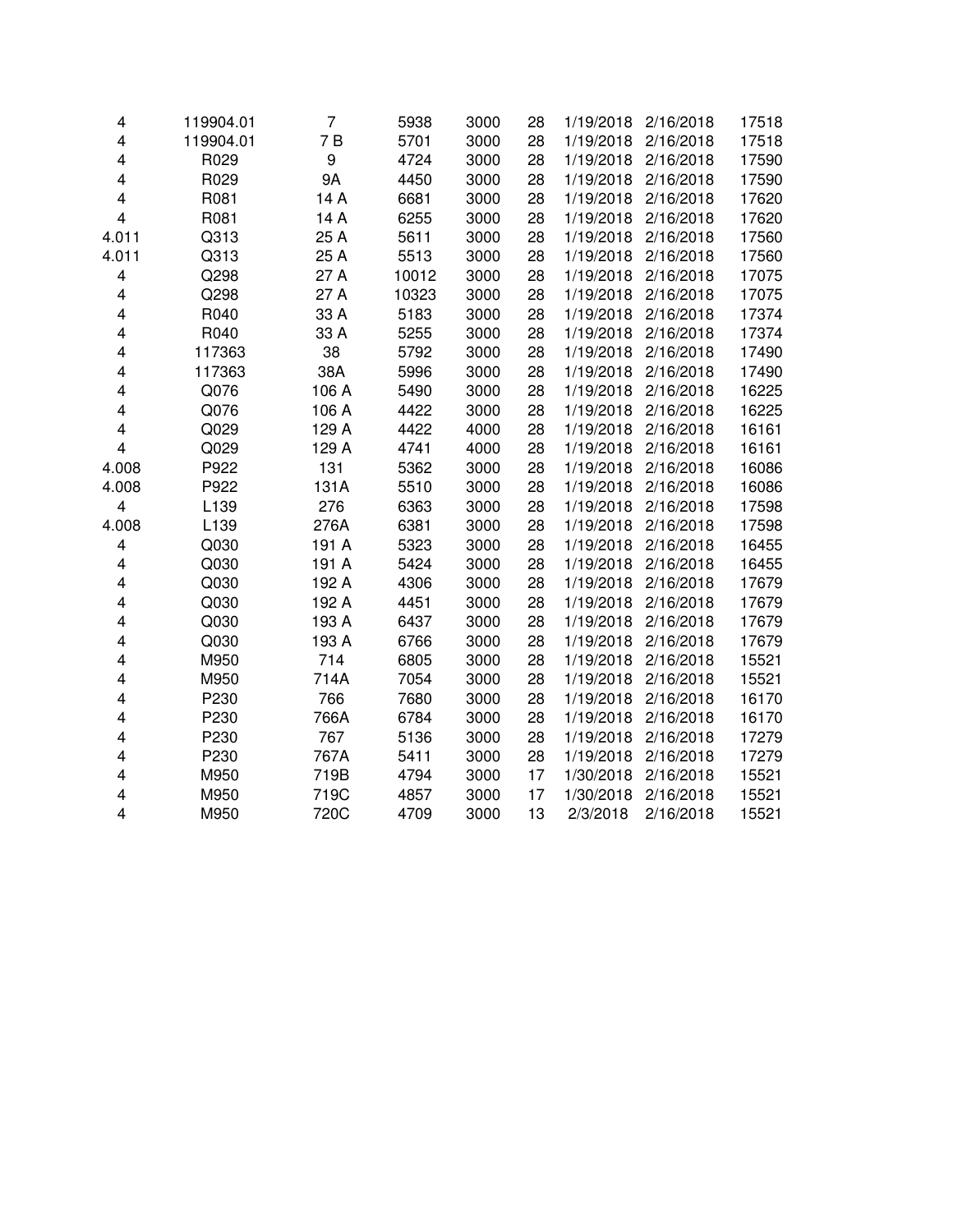| | | | | | | | | |
|---|---|---|---|---|---|---|---|---|
| 4 | 119904.01 | 7 | 5938 | 3000 | 28 | 1/19/2018 | 2/16/2018 | 17518 |
| 4 | 119904.01 | 7 B | 5701 | 3000 | 28 | 1/19/2018 | 2/16/2018 | 17518 |
| 4 | R029 | 9 | 4724 | 3000 | 28 | 1/19/2018 | 2/16/2018 | 17590 |
| 4 | R029 | 9A | 4450 | 3000 | 28 | 1/19/2018 | 2/16/2018 | 17590 |
| 4 | R081 | 14 A | 6681 | 3000 | 28 | 1/19/2018 | 2/16/2018 | 17620 |
| 4 | R081 | 14 A | 6255 | 3000 | 28 | 1/19/2018 | 2/16/2018 | 17620 |
| 4.011 | Q313 | 25 A | 5611 | 3000 | 28 | 1/19/2018 | 2/16/2018 | 17560 |
| 4.011 | Q313 | 25 A | 5513 | 3000 | 28 | 1/19/2018 | 2/16/2018 | 17560 |
| 4 | Q298 | 27 A | 10012 | 3000 | 28 | 1/19/2018 | 2/16/2018 | 17075 |
| 4 | Q298 | 27 A | 10323 | 3000 | 28 | 1/19/2018 | 2/16/2018 | 17075 |
| 4 | R040 | 33 A | 5183 | 3000 | 28 | 1/19/2018 | 2/16/2018 | 17374 |
| 4 | R040 | 33 A | 5255 | 3000 | 28 | 1/19/2018 | 2/16/2018 | 17374 |
| 4 | 117363 | 38 | 5792 | 3000 | 28 | 1/19/2018 | 2/16/2018 | 17490 |
| 4 | 117363 | 38A | 5996 | 3000 | 28 | 1/19/2018 | 2/16/2018 | 17490 |
| 4 | Q076 | 106 A | 5490 | 3000 | 28 | 1/19/2018 | 2/16/2018 | 16225 |
| 4 | Q076 | 106 A | 4422 | 3000 | 28 | 1/19/2018 | 2/16/2018 | 16225 |
| 4 | Q029 | 129 A | 4422 | 4000 | 28 | 1/19/2018 | 2/16/2018 | 16161 |
| 4 | Q029 | 129 A | 4741 | 4000 | 28 | 1/19/2018 | 2/16/2018 | 16161 |
| 4.008 | P922 | 131 | 5362 | 3000 | 28 | 1/19/2018 | 2/16/2018 | 16086 |
| 4.008 | P922 | 131A | 5510 | 3000 | 28 | 1/19/2018 | 2/16/2018 | 16086 |
| 4 | L139 | 276 | 6363 | 3000 | 28 | 1/19/2018 | 2/16/2018 | 17598 |
| 4.008 | L139 | 276A | 6381 | 3000 | 28 | 1/19/2018 | 2/16/2018 | 17598 |
| 4 | Q030 | 191 A | 5323 | 3000 | 28 | 1/19/2018 | 2/16/2018 | 16455 |
| 4 | Q030 | 191 A | 5424 | 3000 | 28 | 1/19/2018 | 2/16/2018 | 16455 |
| 4 | Q030 | 192 A | 4306 | 3000 | 28 | 1/19/2018 | 2/16/2018 | 17679 |
| 4 | Q030 | 192 A | 4451 | 3000 | 28 | 1/19/2018 | 2/16/2018 | 17679 |
| 4 | Q030 | 193 A | 6437 | 3000 | 28 | 1/19/2018 | 2/16/2018 | 17679 |
| 4 | Q030 | 193 A | 6766 | 3000 | 28 | 1/19/2018 | 2/16/2018 | 17679 |
| 4 | M950 | 714 | 6805 | 3000 | 28 | 1/19/2018 | 2/16/2018 | 15521 |
| 4 | M950 | 714A | 7054 | 3000 | 28 | 1/19/2018 | 2/16/2018 | 15521 |
| 4 | P230 | 766 | 7680 | 3000 | 28 | 1/19/2018 | 2/16/2018 | 16170 |
| 4 | P230 | 766A | 6784 | 3000 | 28 | 1/19/2018 | 2/16/2018 | 16170 |
| 4 | P230 | 767 | 5136 | 3000 | 28 | 1/19/2018 | 2/16/2018 | 17279 |
| 4 | P230 | 767A | 5411 | 3000 | 28 | 1/19/2018 | 2/16/2018 | 17279 |
| 4 | M950 | 719B | 4794 | 3000 | 17 | 1/30/2018 | 2/16/2018 | 15521 |
| 4 | M950 | 719C | 4857 | 3000 | 17 | 1/30/2018 | 2/16/2018 | 15521 |
| 4 | M950 | 720C | 4709 | 3000 | 13 | 2/3/2018 | 2/16/2018 | 15521 |